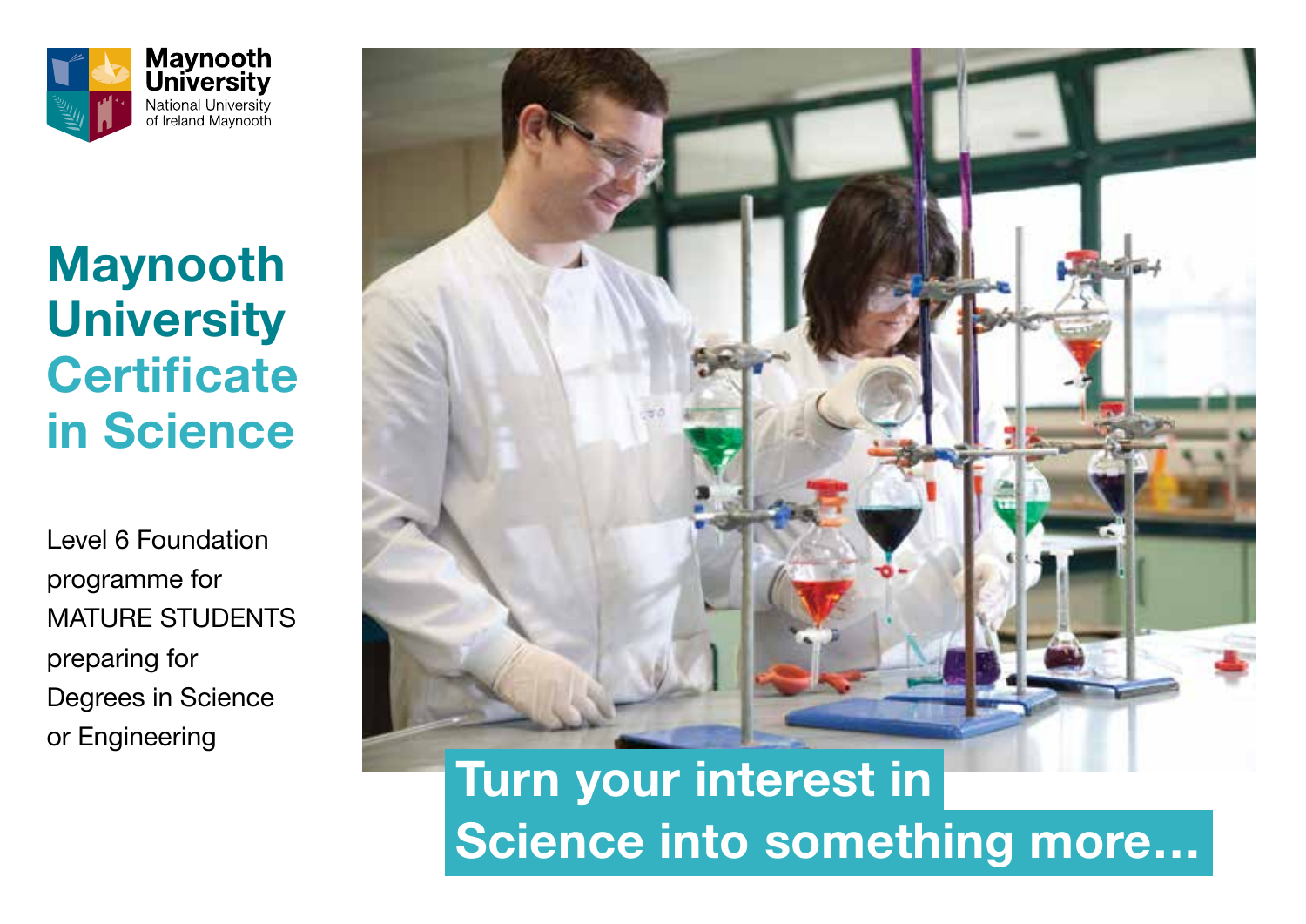Maynooth University
National University of Ireland Maynooth

# Maynooth University Certificate in Science

Level 6 Foundation programme for MATURE STUDENTS preparing for Degrees in Science or Engineering

**Turn your interest in Science into something more…**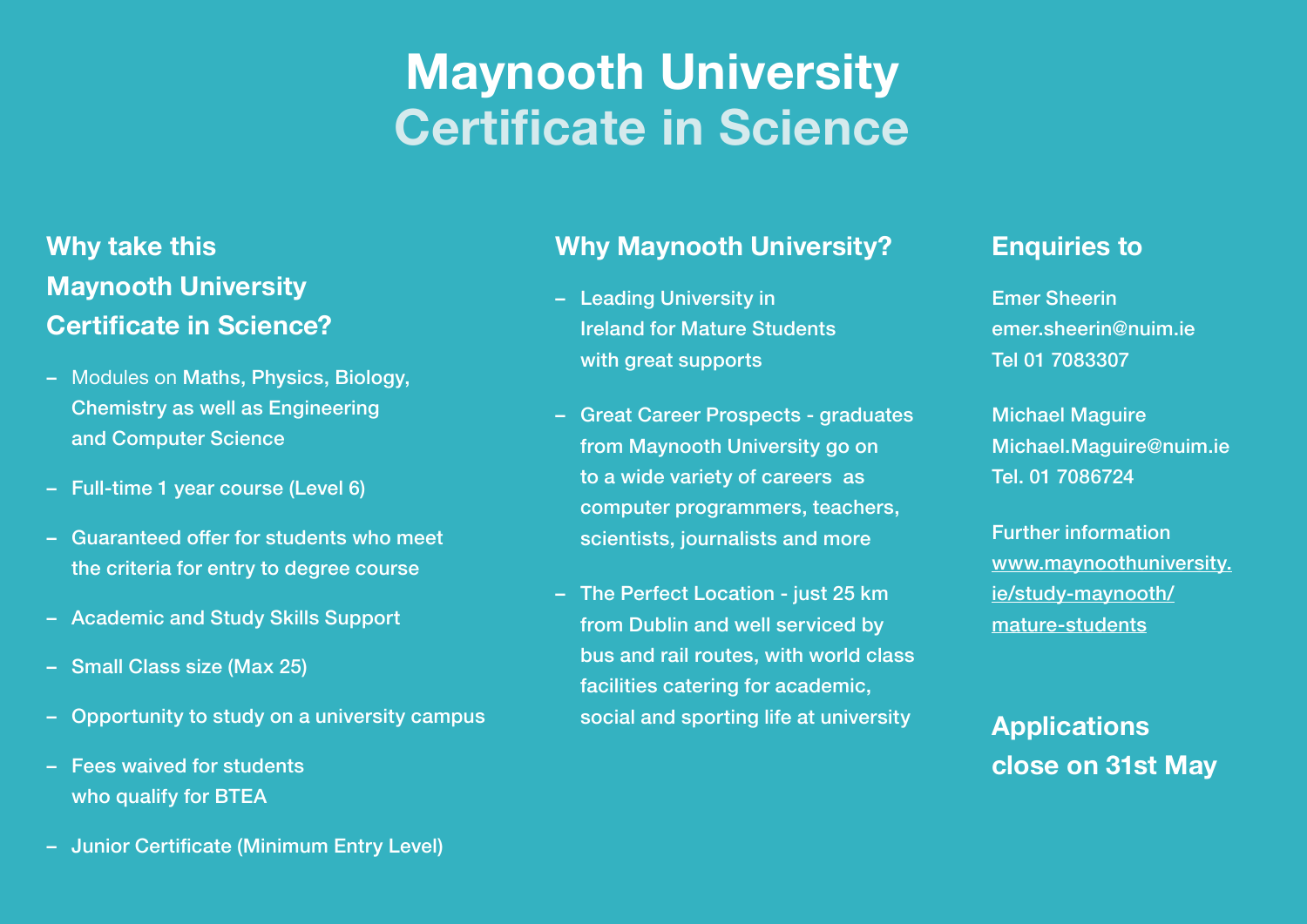# Maynooth University
# Certificate in Science

## Why take this Maynooth University Certificate in Science?

- Modules on Maths, Physics, Biology, Chemistry as well as Engineering and Computer Science
- Full-time 1 year course (Level 6)
- Guaranteed offer for students who meet the criteria for entry to degree course
- Academic and Study Skills Support
- Small Class size (Max 25)
- Opportunity to study on a university campus
- Fees waived for students who qualify for BTEA
- Junior Certificate (Minimum Entry Level)

## Why Maynooth University?

- Leading University in Ireland for Mature Students with great supports
- Great Career Prospects - graduates from Maynooth University go on to a wide variety of careers as computer programmers, teachers, scientists, journalists and more
- The Perfect Location - just 25 km from Dublin and well serviced by bus and rail routes, with world class facilities catering for academic, social and sporting life at university

## Enquiries to

Emer Sheerin
emer.sheerin@nuim.ie
Tel 01 7083307

Michael Maguire
Michael.Maguire@nuim.ie
Tel. 01 7086724

Further information
www.maynoothuniversity.ie/study-maynooth/mature-students

## Applications close on 31st May